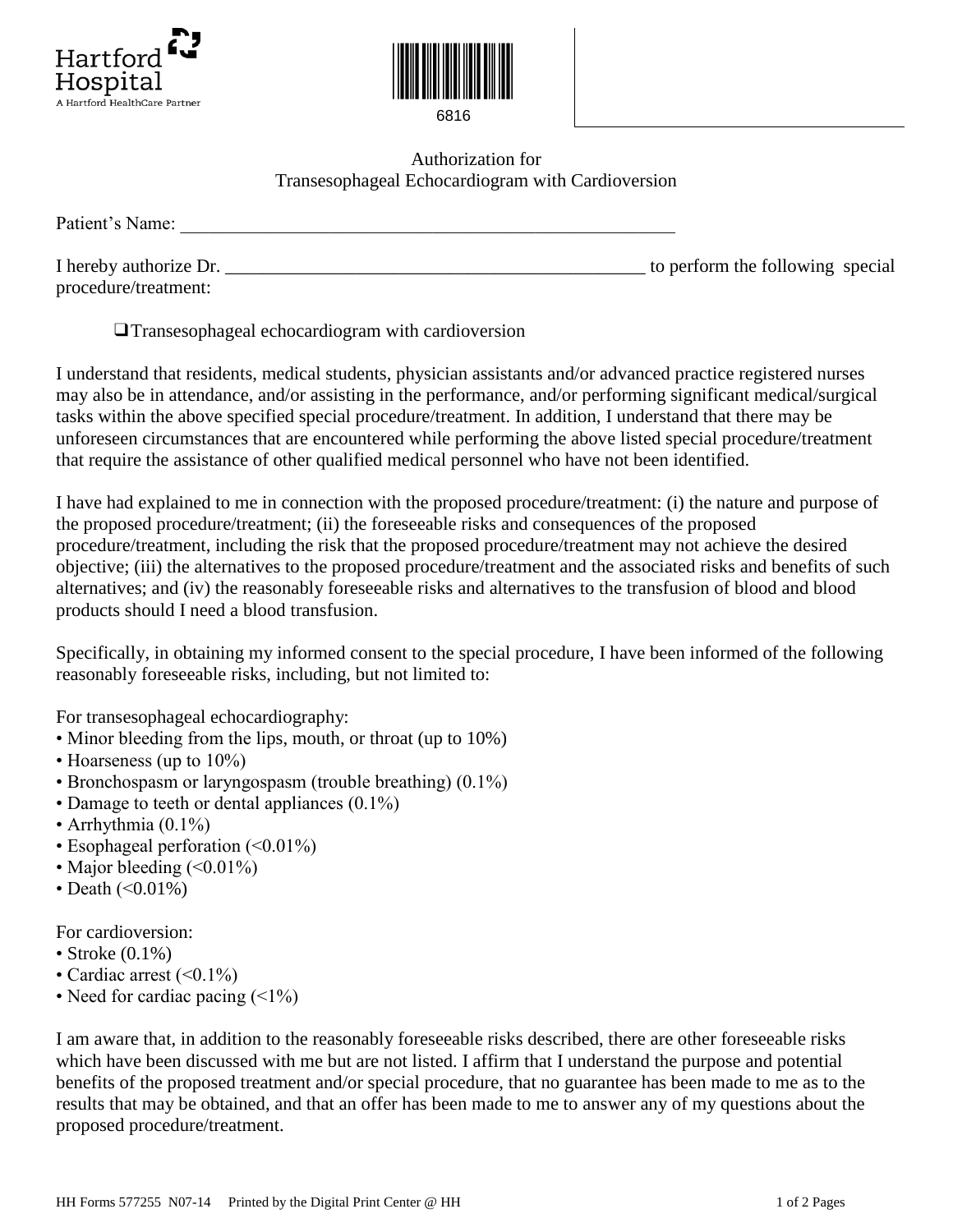Hartford Hospital
A Hartford HealthCare Partner

6816

# Authorization for
# Transesophageal Echocardiogram with Cardioversion

Patient's Name: \_\_\_\_\_\_\_\_\_\_\_\_\_\_\_\_\_\_\_\_\_\_\_\_\_\_\_\_\_\_\_\_\_\_\_\_\_\_\_\_\_\_\_\_\_\_\_\_

I hereby authorize Dr. \_\_\_\_\_\_\_\_\_\_\_\_\_\_\_\_\_\_\_\_\_\_\_\_\_\_\_\_\_\_\_\_\_\_\_\_\_\_\_\_ to perform the following special procedure/treatment:

❑ Transesophageal echocardiogram with cardioversion

I understand that residents, medical students, physician assistants and/or advanced practice registered nurses may also be in attendance, and/or assisting in the performance, and/or performing significant medical/surgical tasks within the above specified special procedure/treatment. In addition, I understand that there may be unforeseen circumstances that are encountered while performing the above listed special procedure/treatment that require the assistance of other qualified medical personnel who have not been identified.

I have had explained to me in connection with the proposed procedure/treatment: (i) the nature and purpose of the proposed procedure/treatment; (ii) the foreseeable risks and consequences of the proposed procedure/treatment, including the risk that the proposed procedure/treatment may not achieve the desired objective; (iii) the alternatives to the proposed procedure/treatment and the associated risks and benefits of such alternatives; and (iv) the reasonably foreseeable risks and alternatives to the transfusion of blood and blood products should I need a blood transfusion.

Specifically, in obtaining my informed consent to the special procedure, I have been informed of the following reasonably foreseeable risks, including, but not limited to:

For transesophageal echocardiography:

- Minor bleeding from the lips, mouth, or throat (up to 10%)
- Hoarseness (up to 10%)
- Bronchospasm or laryngospasm (trouble breathing) (0.1%)
- Damage to teeth or dental appliances (0.1%)
- Arrhythmia (0.1%)
- Esophageal perforation (<0.01%)
- Major bleeding (<0.01%)
- Death (<0.01%)

For cardioversion:

- Stroke (0.1%)
- Cardiac arrest (<0.1%)
- Need for cardiac pacing (<1%)

I am aware that, in addition to the reasonably foreseeable risks described, there are other foreseeable risks which have been discussed with me but are not listed. I affirm that I understand the purpose and potential benefits of the proposed treatment and/or special procedure, that no guarantee has been made to me as to the results that may be obtained, and that an offer has been made to me to answer any of my questions about the proposed procedure/treatment.

HH Forms 577255 N07-14 Printed by the Digital Print Center @ HH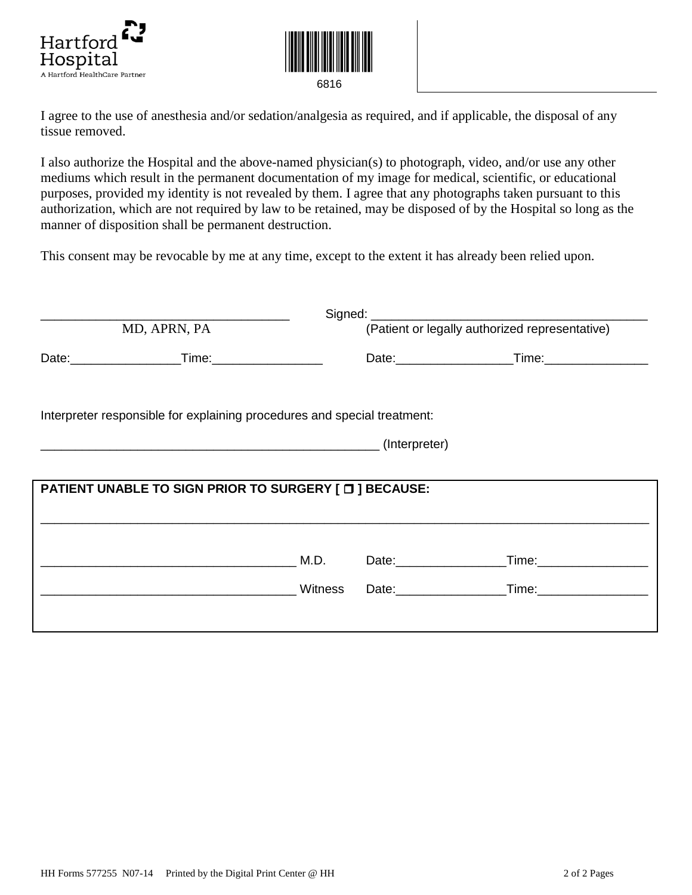Hartford Hospital
A Hartford HealthCare Partner

6816

I agree to the use of anesthesia and/or sedation/analgesia as required, and if applicable, the disposal of any tissue removed.

I also authorize the Hospital and the above-named physician(s) to photograph, video, and/or use any other mediums which result in the permanent documentation of my image for medical, scientific, or educational purposes, provided my identity is not revealed by them. I agree that any photographs taken pursuant to this authorization, which are not required by law to be retained, may be disposed of by the Hospital so long as the manner of disposition shall be permanent destruction.

This consent may be revocable by me at any time, except to the extent it has already been relied upon.

___________________________________ MD, APRN, PA

Date:________________Time:________________

Signed: ________________________________________ (Patient or legally authorized representative)

Date:_________________Time:_______________

Interpreter responsible for explaining procedures and special treatment:

__________________________________________________ (Interpreter)

**PATIENT UNABLE TO SIGN PRIOR TO SURGERY [ ❐ ] BECAUSE:**

_____________________________________________________________________________________

_____________________________________ M.D. Date:________________Time:________________

_____________________________________ Witness Date:________________Time:________________

HH Forms 577255 N07-14 Printed by the Digital Print Center @ HH